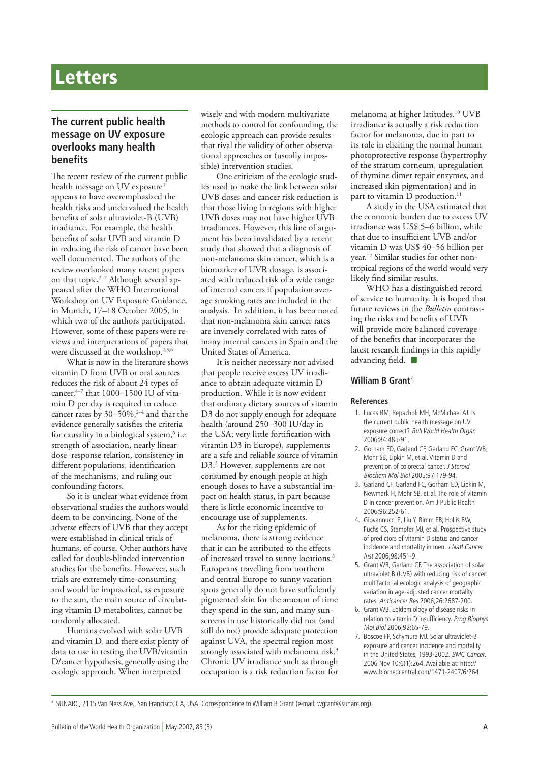# Letters

## The current public health message on UV exposure overlooks many health benefits

The recent review of the current public health message on UV exposure[1] appears to have overemphasized the health risks and undervalued the health benefits of solar ultraviolet-B (UVB) irradiance. For example, the health benefits of solar UVB and vitamin D in reducing the risk of cancer have been well documented. The authors of the review overlooked many recent papers on that topic,[2–7] Although several appeared after the WHO International Workshop on UV Exposure Guidance, in Munich, 17–18 October 2005, in which two of the authors participated. However, some of these papers were reviews and interpretations of papers that were discussed at the workshop.[2,3,6]

What is now in the literature shows vitamin D from UVB or oral sources reduces the risk of about 24 types of cancer,[4–7] that 1000–1500 IU of vitamin D per day is required to reduce cancer rates by 30–50%,[2–4] and that the evidence generally satisfies the criteria for causality in a biological system,[6] i.e. strength of association, nearly linear dose–response relation, consistency in different populations, identification of the mechanisms, and ruling out confounding factors.

So it is unclear what evidence from observational studies the authors would deem to be convincing. None of the adverse effects of UVB that they accept were established in clinical trials of humans, of course. Other authors have called for double-blinded intervention studies for the benefits. However, such trials are extremely time-consuming and would be impractical, as exposure to the sun, the main source of circulating vitamin D metabolites, cannot be randomly allocated.

Humans evolved with solar UVB and vitamin D, and there exist plenty of data to use in testing the UVB/vitamin D/cancer hypothesis, generally using the ecologic approach. When interpreted wisely and with modern multivariate methods to control for confounding, the ecologic approach can provide results that rival the validity of other observational approaches or (usually impossible) intervention studies.

One criticism of the ecologic studies used to make the link between solar UVB doses and cancer risk reduction is that those living in regions with higher UVB doses may not have higher UVB irradiances. However, this line of argument has been invalidated by a recent study that showed that a diagnosis of non-melanoma skin cancer, which is a biomarker of UVR dosage, is associated with reduced risk of a wide range of internal cancers if population average smoking rates are included in the analysis. In addition, it has been noted that non-melanoma skin cancer rates are inversely correlated with rates of many internal cancers in Spain and the United States of America.

It is neither necessary nor advised that people receive excess UV irradiance to obtain adequate vitamin D production. While it is now evident that ordinary dietary sources of vitamin D3 do not supply enough for adequate health (around 250–300 IU/day in the USA; very little fortification with vitamin D3 in Europe), supplements are a safe and reliable source of vitamin D3.[3] However, supplements are not consumed by enough people at high enough doses to have a substantial impact on health status, in part because there is little economic incentive to encourage use of supplements.

As for the rising epidemic of melanoma, there is strong evidence that it can be attributed to the effects of increased travel to sunny locations.[8] Europeans travelling from northern and central Europe to sunny vacation spots generally do not have sufficiently pigmented skin for the amount of time they spend in the sun, and many sunscreens in use historically did not (and still do not) provide adequate protection against UVA, the spectral region most strongly associated with melanoma risk.[9] Chronic UV irradiance such as through occupation is a risk reduction factor for melanoma at higher latitudes.[10] UVB irradiance is actually a risk reduction factor for melanoma, due in part to its role in eliciting the normal human photoprotective response (hypertrophy of the stratum corneum, upregulation of thymine dimer repair enzymes, and increased skin pigmentation) and in part to vitamin D production.[11]

A study in the USA estimated that the economic burden due to excess UV irradiance was US$ 5–6 billion, while that due to insufficient UVB and/or vitamin D was US$ 40–56 billion per year.[12] Similar studies for other nontropical regions of the world would very likely find similar results.

WHO has a distinguished record of service to humanity. It is hoped that future reviews in the *Bulletin* contrasting the risks and benefits of UVB will provide more balanced coverage of the benefits that incorporates the latest research findings in this rapidly advancing field. ■

**William B Grant**[a]

### References

1. Lucas RM, Repacholi MH, McMichael AJ. Is the current public health message on UV exposure correct? *Bull World Health Organ* 2006;84:485-91.
2. Gorham ED, Garland CF, Garland FC, Grant WB, Mohr SB, Lipkin M, et al. Vitamin D and prevention of colorectal cancer. *J Steroid Biochem Mol Biol* 2005;97:179-94.
3. Garland CF, Garland FC, Gorham ED, Lipkin M, Newmark H, Mohr SB, et al. The role of vitamin D in cancer prevention. Am J Public Health 2006;96:252-61.
4. Giovannucci E, Liu Y, Rimm EB, Hollis BW, Fuchs CS, Stampfer MJ, et al. Prospective study of predictors of vitamin D status and cancer incidence and mortality in men. *J Natl Cancer Inst* 2006;98:451-9.
5. Grant WB, Garland CF. The association of solar ultraviolet B (UVB) with reducing risk of cancer: multifactorial ecologic analysis of geographic variation in age-adjusted cancer mortality rates. *Anticancer Res* 2006;26:2687-700.
6. Grant WB. Epidemiology of disease risks in relation to vitamin D insufficiency. *Prog Biophys Mol Biol* 2006;92:65-79.
7. Boscoe FP, Schymura MJ. Solar ultraviolet-B exposure and cancer incidence and mortality in the United States, 1993-2002. *BMC Cancer.* 2006 Nov 10;6(1):264. Available at: http://www.biomedcentral.com/1471-2407/6/264

[a] SUNARC, 2115 Van Ness Ave., San Francisco, CA, USA. Correspondence to William B Grant (e-mail: wgrant@sunarc.org).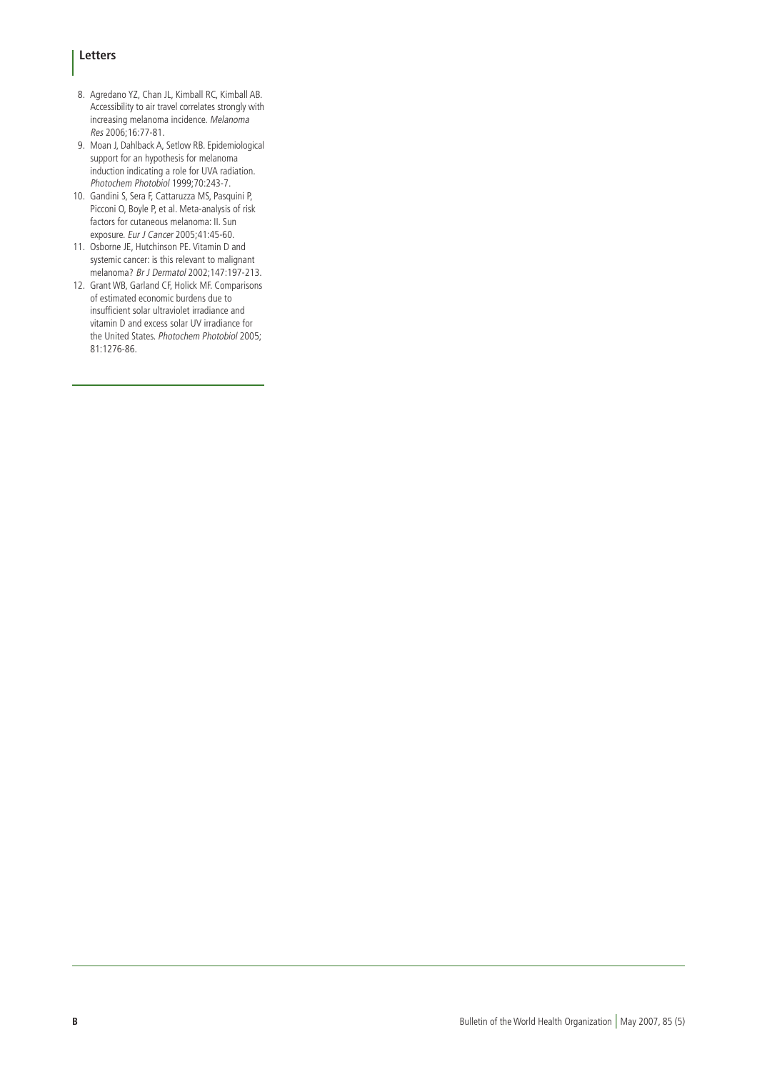8. Agredano YZ, Chan JL, Kimball RC, Kimball AB. Accessibility to air travel correlates strongly with increasing melanoma incidence. *Melanoma Res* 2006;16:77-81.
9. Moan J, Dahlback A, Setlow RB. Epidemiological support for an hypothesis for melanoma induction indicating a role for UVA radiation. *Photochem Photobiol* 1999;70:243-7.
10. Gandini S, Sera F, Cattaruzza MS, Pasquini P, Picconi O, Boyle P, et al. Meta-analysis of risk factors for cutaneous melanoma: II. Sun exposure. *Eur J Cancer* 2005;41:45-60.
11. Osborne JE, Hutchinson PE. Vitamin D and systemic cancer: is this relevant to malignant melanoma? *Br J Dermatol* 2002;147:197-213.
12. Grant WB, Garland CF, Holick MF. Comparisons of estimated economic burdens due to insufficient solar ultraviolet irradiance and vitamin D and excess solar UV irradiance for the United States. *Photochem Photobiol* 2005; 81:1276-86.